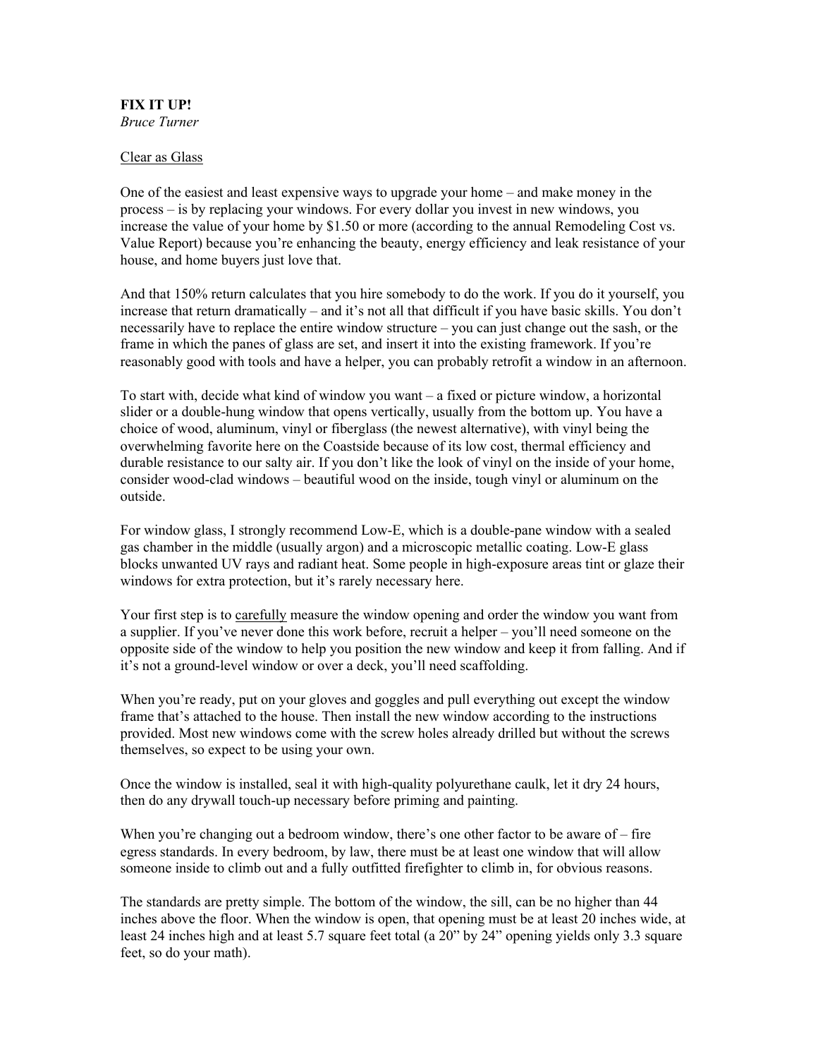**FIX IT UP!**
*Bruce Turner*

Clear as Glass

One of the easiest and least expensive ways to upgrade your home – and make money in the process – is by replacing your windows. For every dollar you invest in new windows, you increase the value of your home by $1.50 or more (according to the annual Remodeling Cost vs. Value Report) because you're enhancing the beauty, energy efficiency and leak resistance of your house, and home buyers just love that.

And that 150% return calculates that you hire somebody to do the work. If you do it yourself, you increase that return dramatically – and it's not all that difficult if you have basic skills. You don't necessarily have to replace the entire window structure – you can just change out the sash, or the frame in which the panes of glass are set, and insert it into the existing framework. If you're reasonably good with tools and have a helper, you can probably retrofit a window in an afternoon.

To start with, decide what kind of window you want – a fixed or picture window, a horizontal slider or a double-hung window that opens vertically, usually from the bottom up. You have a choice of wood, aluminum, vinyl or fiberglass (the newest alternative), with vinyl being the overwhelming favorite here on the Coastside because of its low cost, thermal efficiency and durable resistance to our salty air. If you don't like the look of vinyl on the inside of your home, consider wood-clad windows – beautiful wood on the inside, tough vinyl or aluminum on the outside.

For window glass, I strongly recommend Low-E, which is a double-pane window with a sealed gas chamber in the middle (usually argon) and a microscopic metallic coating. Low-E glass blocks unwanted UV rays and radiant heat. Some people in high-exposure areas tint or glaze their windows for extra protection, but it's rarely necessary here.

Your first step is to carefully measure the window opening and order the window you want from a supplier. If you've never done this work before, recruit a helper – you'll need someone on the opposite side of the window to help you position the new window and keep it from falling. And if it's not a ground-level window or over a deck, you'll need scaffolding.

When you're ready, put on your gloves and goggles and pull everything out except the window frame that's attached to the house. Then install the new window according to the instructions provided. Most new windows come with the screw holes already drilled but without the screws themselves, so expect to be using your own.

Once the window is installed, seal it with high-quality polyurethane caulk, let it dry 24 hours, then do any drywall touch-up necessary before priming and painting.

When you're changing out a bedroom window, there's one other factor to be aware of – fire egress standards. In every bedroom, by law, there must be at least one window that will allow someone inside to climb out and a fully outfitted firefighter to climb in, for obvious reasons.

The standards are pretty simple. The bottom of the window, the sill, can be no higher than 44 inches above the floor. When the window is open, that opening must be at least 20 inches wide, at least 24 inches high and at least 5.7 square feet total (a 20" by 24" opening yields only 3.3 square feet, so do your math).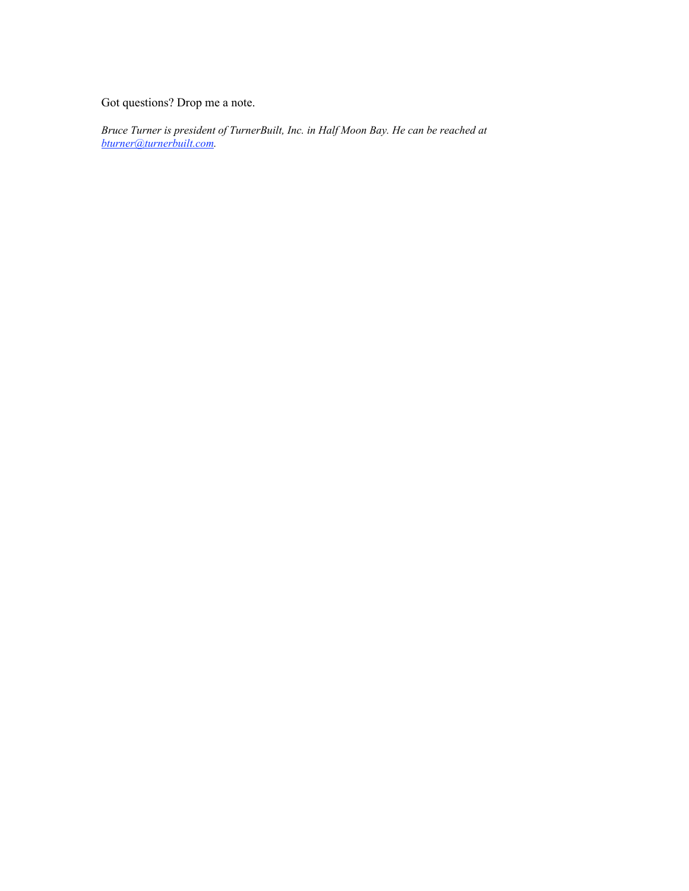Got questions? Drop me a note.

*Bruce Turner is president of TurnerBuilt, Inc. in Half Moon Bay. He can be reached at [bturner@turnerbuilt.com](mailto:bturner@turnerbuilt.com).*